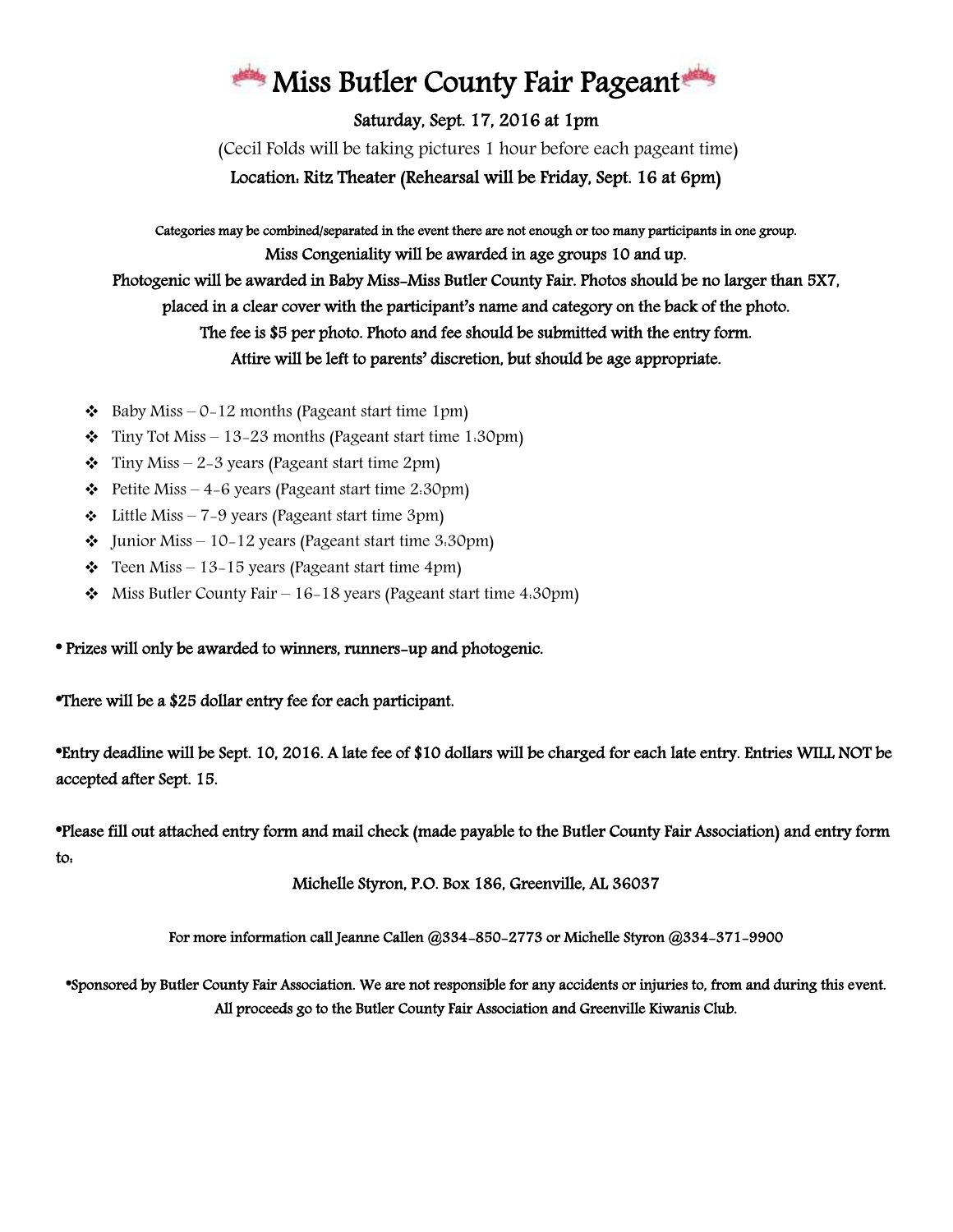# Miss Butler County Fair Pageant

**Saturday, Sept. 17, 2016 at 1pm**

(Cecil Folds will be taking pictures 1 hour before each pageant time)

**Location: Ritz Theater (Rehearsal will be Friday, Sept. 16 at 6pm)**

Categories may be combined/separated in the event there are not enough or too many participants in one group.

Miss Congeniality will be awarded in age groups 10 and up.

Photogenic will be awarded in Baby Miss-Miss Butler County Fair. Photos should be no larger than 5X7, placed in a clear cover with the participant's name and category on the back of the photo.

The fee is $5 per photo. Photo and fee should be submitted with the entry form.

Attire will be left to parents' discretion, but should be age appropriate.

- Baby Miss – 0-12 months (Pageant start time 1pm)
- Tiny Tot Miss – 13-23 months (Pageant start time 1:30pm)
- Tiny Miss – 2-3 years (Pageant start time 2pm)
- Petite Miss – 4-6 years (Pageant start time 2:30pm)
- Little Miss – 7-9 years (Pageant start time 3pm)
- Junior Miss – 10-12 years (Pageant start time 3:30pm)
- Teen Miss – 13-15 years (Pageant start time 4pm)
- Miss Butler County Fair – 16-18 years (Pageant start time 4:30pm)

• Prizes will only be awarded to winners, runners-up and photogenic.

•There will be a $25 dollar entry fee for each participant.

•Entry deadline will be Sept. 10, 2016. A late fee of $10 dollars will be charged for each late entry. Entries WILL NOT be accepted after Sept. 15.

•Please fill out attached entry form and mail check (made payable to the Butler County Fair Association) and entry form to:

Michelle Styron, P.O. Box 186, Greenville, AL 36037

For more information call Jeanne Callen @334-850-2773 or Michelle Styron @334-371-9900

•Sponsored by Butler County Fair Association. We are not responsible for any accidents or injuries to, from and during this event. All proceeds go to the Butler County Fair Association and Greenville Kiwanis Club.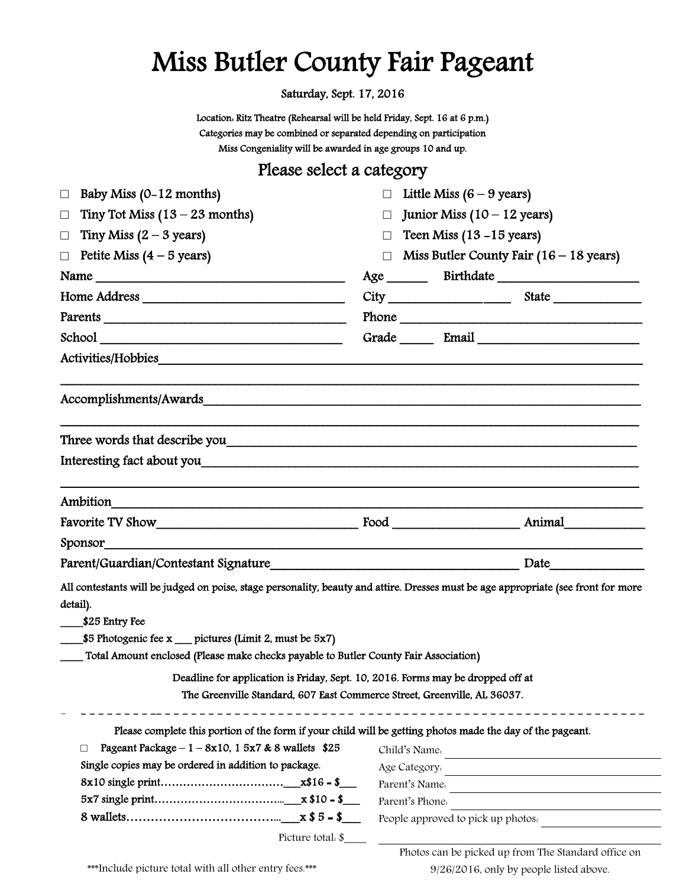# Miss Butler County Fair Pageant

Saturday, Sept. 17, 2016

Location: Ritz Theatre (Rehearsal will be held Friday, Sept. 16 at 6 p.m.)
Categories may be combined or separated depending on participation
Miss Congeniality will be awarded in age groups 10 and up.

## Please select a category

- ☐ Baby Miss (0-12 months)
- ☐ Tiny Tot Miss (13 – 23 months)
- ☐ Tiny Miss (2 – 3 years)
- ☐ Petite Miss (4 – 5 years)
- ☐ Little Miss (6 – 9 years)
- ☐ Junior Miss (10 – 12 years)
- ☐ Teen Miss (13 -15 years)
- ☐ Miss Butler County Fair (16 – 18 years)

Name ______________________ Age ______ Birthdate ______________________

Home Address ______________________ City ______________ State ____________

Parents ______________________ Phone ______________________

School ______________________ Grade _____ Email ______________________

Activities/Hobbies ____________________________________________

____________________________________________

Accomplishments/Awards ____________________________________________

____________________________________________

Three words that describe you ____________________________________________

Interesting fact about you ____________________________________________

____________________________________________

Ambition ____________________________________________

Favorite TV Show ______________________ Food ______________ Animal ____________

Sponsor ____________________________________________

Parent/Guardian/Contestant Signature ______________________ Date ____________

All contestants will be judged on poise, stage personality, beauty and attire. Dresses must be age appropriate (see front for more detail).

____$25 Entry Fee

____$5 Photogenic fee x ___ pictures (Limit 2, must be 5x7)

____ Total Amount enclosed (Please make checks payable to Butler County Fair Association)

Deadline for application is Friday, Sept. 10, 2016. Forms may be dropped off at
The Greenville Standard, 607 East Commerce Street, Greenville, AL 36037.

- - - - - - - - - - - - - - - - - - - - - - - - - - - - - - - - - - - - - - - -

Please complete this portion of the form if your child will be getting photos made the day of the pageant.

☐ Pageant Package – 1 – 8x10, 1 5x7 & 8 wallets $25

Single copies may be ordered in addition to package.

8x10 single print……………………………___x$16 - $___

5x7 single print…………………………….. ___x $10 - $___

8 wallets……………………………….. ___x $ 5 - $___

Picture total: $____

***Include picture total with all other entry fees.***

Child's Name: ______________________

Age Category: ______________________

Parent's Name: ______________________

Parent's Phone: ______________________

People approved to pick up photos: ______________________

______________________

Photos can be picked up from The Standard office on 9/26/2016, only by people listed above.